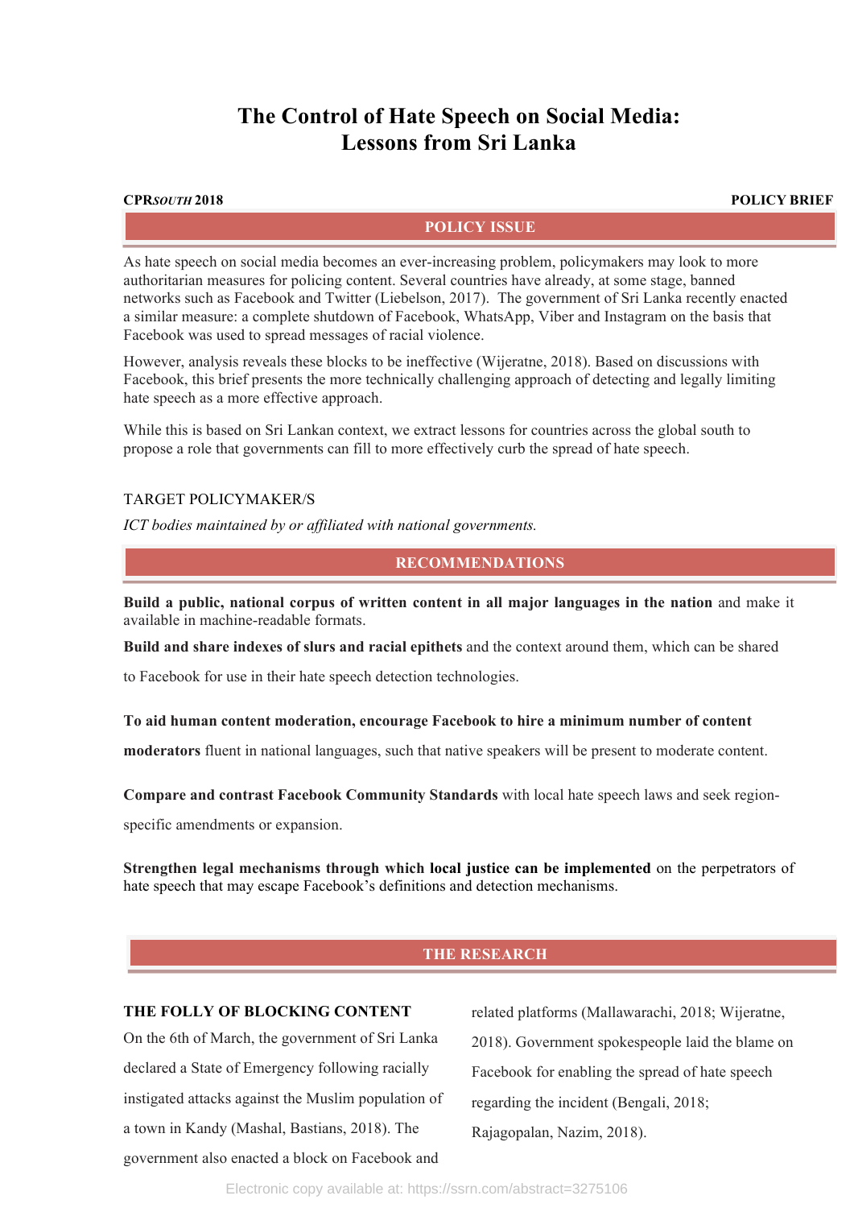# The Control of Hate Speech on Social Media: Lessons from Sri Lanka

**CPR*SOUTH* 2018** **POLICY BRIEF**

## POLICY ISSUE

As hate speech on social media becomes an ever-increasing problem, policymakers may look to more authoritarian measures for policing content. Several countries have already, at some stage, banned networks such as Facebook and Twitter (Liebelson, 2017). The government of Sri Lanka recently enacted a similar measure: a complete shutdown of Facebook, WhatsApp, Viber and Instagram on the basis that Facebook was used to spread messages of racial violence.

However, analysis reveals these blocks to be ineffective (Wijeratne, 2018). Based on discussions with Facebook, this brief presents the more technically challenging approach of detecting and legally limiting hate speech as a more effective approach.

While this is based on Sri Lankan context, we extract lessons for countries across the global south to propose a role that governments can fill to more effectively curb the spread of hate speech.

TARGET POLICYMAKER/S

*ICT bodies maintained by or affiliated with national governments.*

## RECOMMENDATIONS

**Build a public, national corpus of written content in all major languages in the nation** and make it available in machine-readable formats.

**Build and share indexes of slurs and racial epithets** and the context around them, which can be shared to Facebook for use in their hate speech detection technologies.

**To aid human content moderation, encourage Facebook to hire a minimum number of content moderators** fluent in national languages, such that native speakers will be present to moderate content.

**Compare and contrast Facebook Community Standards** with local hate speech laws and seek region-specific amendments or expansion.

**Strengthen legal mechanisms through which local justice can be implemented** on the perpetrators of hate speech that may escape Facebook's definitions and detection mechanisms.

## THE RESEARCH

### THE FOLLY OF BLOCKING CONTENT

On the 6th of March, the government of Sri Lanka declared a State of Emergency following racially instigated attacks against the Muslim population of a town in Kandy (Mashal, Bastians, 2018). The government also enacted a block on Facebook and related platforms (Mallawarachi, 2018; Wijeratne, 2018). Government spokespeople laid the blame on Facebook for enabling the spread of hate speech regarding the incident (Bengali, 2018; Rajagopalan, Nazim, 2018).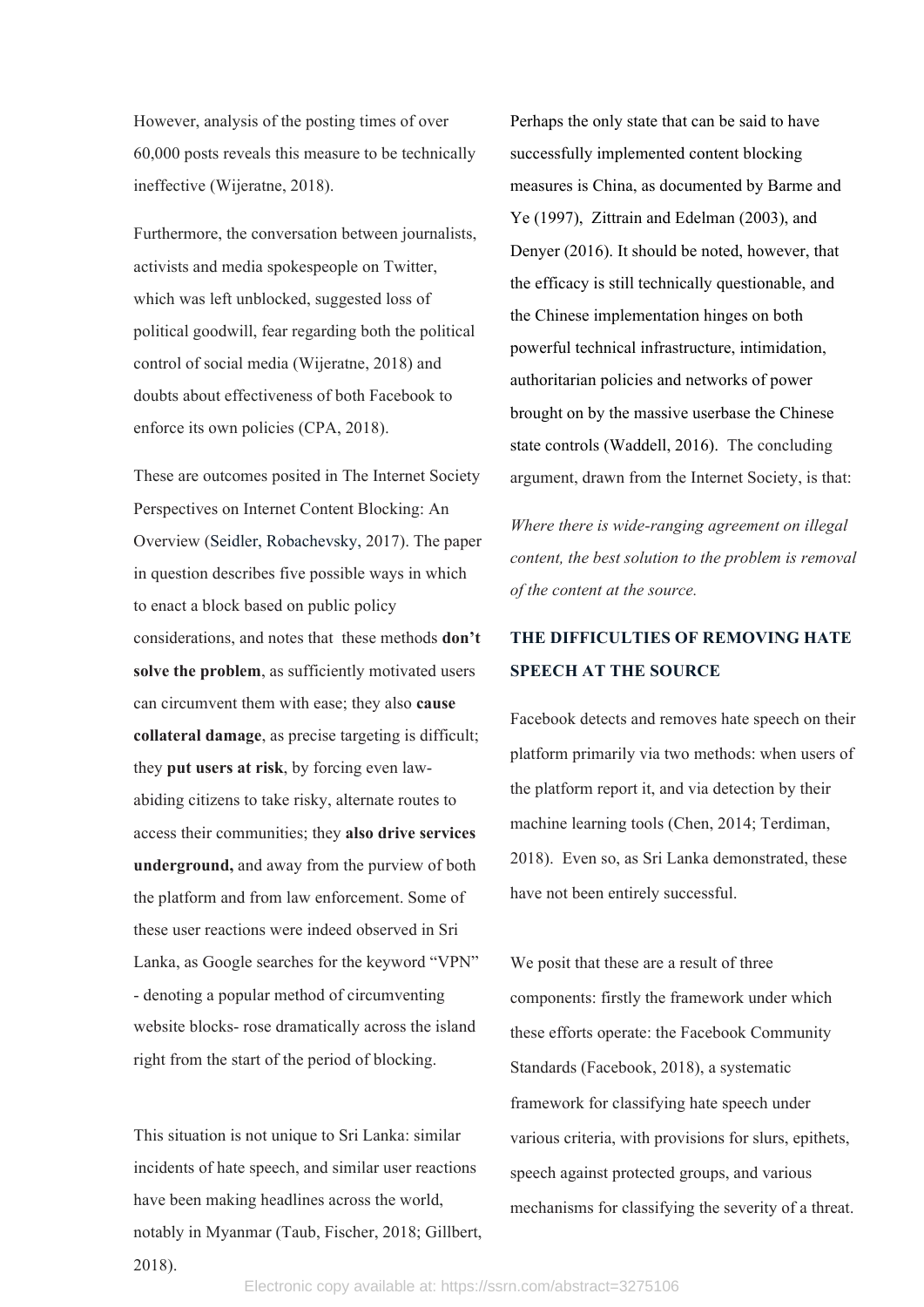However, analysis of the posting times of over 60,000 posts reveals this measure to be technically ineffective (Wijeratne, 2018).

Furthermore, the conversation between journalists, activists and media spokespeople on Twitter, which was left unblocked, suggested loss of political goodwill, fear regarding both the political control of social media (Wijeratne, 2018) and doubts about effectiveness of both Facebook to enforce its own policies (CPA, 2018).

These are outcomes posited in The Internet Society Perspectives on Internet Content Blocking: An Overview (Seidler, Robachevsky, 2017). The paper in question describes five possible ways in which to enact a block based on public policy considerations, and notes that these methods **don't solve the problem**, as sufficiently motivated users can circumvent them with ease; they also **cause collateral damage**, as precise targeting is difficult; they **put users at risk**, by forcing even law-abiding citizens to take risky, alternate routes to access their communities; they **also drive services underground,** and away from the purview of both the platform and from law enforcement. Some of these user reactions were indeed observed in Sri Lanka, as Google searches for the keyword "VPN" - denoting a popular method of circumventing website blocks- rose dramatically across the island right from the start of the period of blocking.

This situation is not unique to Sri Lanka: similar incidents of hate speech, and similar user reactions have been making headlines across the world, notably in Myanmar (Taub, Fischer, 2018; Gillbert, 2018).

Perhaps the only state that can be said to have successfully implemented content blocking measures is China, as documented by Barme and Ye (1997), Zittrain and Edelman (2003), and Denyer (2016). It should be noted, however, that the efficacy is still technically questionable, and the Chinese implementation hinges on both powerful technical infrastructure, intimidation, authoritarian policies and networks of power brought on by the massive userbase the Chinese state controls (Waddell, 2016). The concluding argument, drawn from the Internet Society, is that:

*Where there is wide-ranging agreement on illegal content, the best solution to the problem is removal of the content at the source.*

## THE DIFFICULTIES OF REMOVING HATE SPEECH AT THE SOURCE

Facebook detects and removes hate speech on their platform primarily via two methods: when users of the platform report it, and via detection by their machine learning tools (Chen, 2014; Terdiman, 2018). Even so, as Sri Lanka demonstrated, these have not been entirely successful.

We posit that these are a result of three components: firstly the framework under which these efforts operate: the Facebook Community Standards (Facebook, 2018), a systematic framework for classifying hate speech under various criteria, with provisions for slurs, epithets, speech against protected groups, and various mechanisms for classifying the severity of a threat.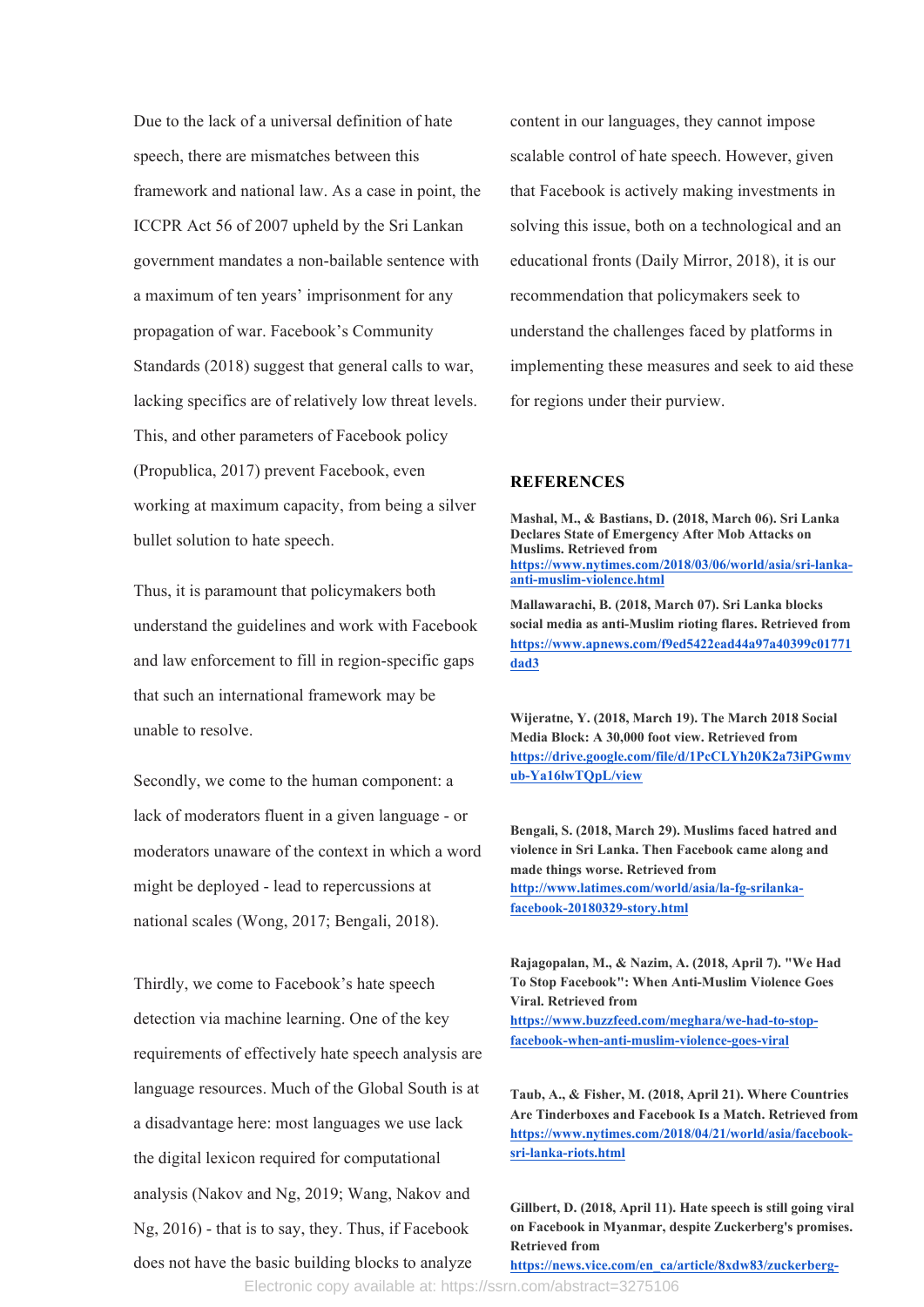Due to the lack of a universal definition of hate speech, there are mismatches between this framework and national law. As a case in point, the ICCPR Act 56 of 2007 upheld by the Sri Lankan government mandates a non-bailable sentence with a maximum of ten years' imprisonment for any propagation of war. Facebook's Community Standards (2018) suggest that general calls to war, lacking specifics are of relatively low threat levels. This, and other parameters of Facebook policy (Propublica, 2017) prevent Facebook, even working at maximum capacity, from being a silver bullet solution to hate speech.

Thus, it is paramount that policymakers both understand the guidelines and work with Facebook and law enforcement to fill in region-specific gaps that such an international framework may be unable to resolve.

Secondly, we come to the human component: a lack of moderators fluent in a given language - or moderators unaware of the context in which a word might be deployed - lead to repercussions at national scales (Wong, 2017; Bengali, 2018).

Thirdly, we come to Facebook's hate speech detection via machine learning. One of the key requirements of effectively hate speech analysis are language resources. Much of the Global South is at a disadvantage here: most languages we use lack the digital lexicon required for computational analysis (Nakov and Ng, 2019; Wang, Nakov and Ng, 2016) - that is to say, they. Thus, if Facebook does not have the basic building blocks to analyze content in our languages, they cannot impose scalable control of hate speech. However, given that Facebook is actively making investments in solving this issue, both on a technological and an educational fronts (Daily Mirror, 2018), it is our recommendation that policymakers seek to understand the challenges faced by platforms in implementing these measures and seek to aid these for regions under their purview.

## REFERENCES

**Mashal, M., & Bastians, D. (2018, March 06). Sri Lanka Declares State of Emergency After Mob Attacks on Muslims. Retrieved from** https://www.nytimes.com/2018/03/06/world/asia/sri-lanka-anti-muslim-violence.html

**Mallawarachi, B. (2018, March 07). Sri Lanka blocks social media as anti-Muslim rioting flares. Retrieved from** https://www.apnews.com/f9ed5422ead44a97a40399c01771dad3

**Wijeratne, Y. (2018, March 19). The March 2018 Social Media Block: A 30,000 foot view. Retrieved from** https://drive.google.com/file/d/1PcCLYh20K2a73iPGwmvub-Ya16lwTQpL/view

**Bengali, S. (2018, March 29). Muslims faced hatred and violence in Sri Lanka. Then Facebook came along and made things worse. Retrieved from** http://www.latimes.com/world/asia/la-fg-srilanka-facebook-20180329-story.html

**Rajagopalan, M., & Nazim, A. (2018, April 7). "We Had To Stop Facebook": When Anti-Muslim Violence Goes Viral. Retrieved from** https://www.buzzfeed.com/meghara/we-had-to-stop-facebook-when-anti-muslim-violence-goes-viral

**Taub, A., & Fisher, M. (2018, April 21). Where Countries Are Tinderboxes and Facebook Is a Match. Retrieved from** https://www.nytimes.com/2018/04/21/world/asia/facebook-sri-lanka-riots.html

**Gillbert, D. (2018, April 11). Hate speech is still going viral on Facebook in Myanmar, despite Zuckerberg's promises. Retrieved from** https://news.vice.com/en_ca/article/8xdw83/zuckerberg-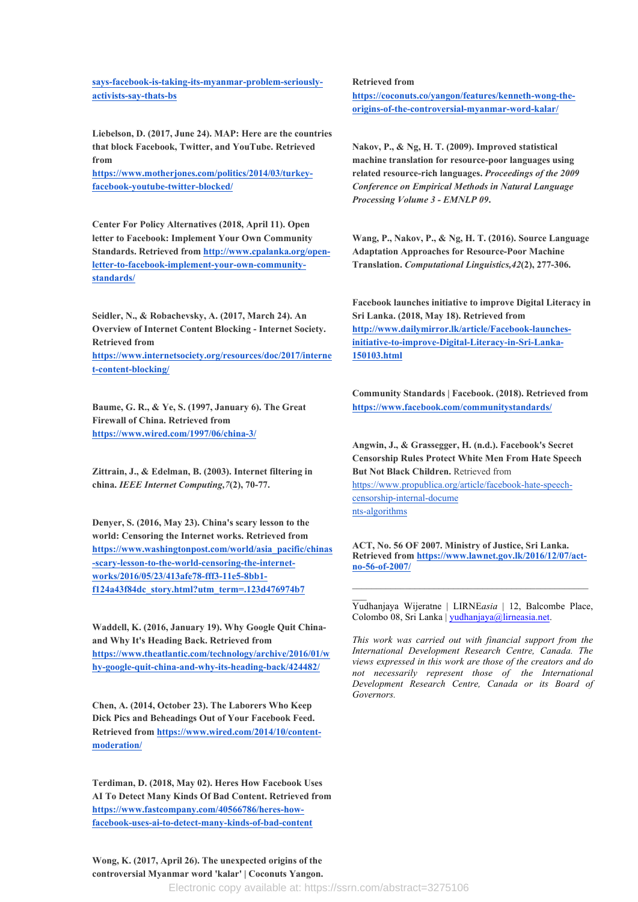says-facebook-is-taking-its-myanmar-problem-seriously-activists-say-thats-bs

**Liebelson, D. (2017, June 24). MAP: Here are the countries that block Facebook, Twitter, and YouTube. Retrieved from https://www.motherjones.com/politics/2014/03/turkey-facebook-youtube-twitter-blocked/**

**Center For Policy Alternatives (2018, April 11). Open letter to Facebook: Implement Your Own Community Standards. Retrieved from http://www.cpalanka.org/open-letter-to-facebook-implement-your-own-community-standards/**

**Seidler, N., & Robachevsky, A. (2017, March 24). An Overview of Internet Content Blocking - Internet Society. Retrieved from https://www.internetsociety.org/resources/doc/2017/internet-content-blocking/**

**Baume, G. R., & Ye, S. (1997, January 6). The Great Firewall of China. Retrieved from https://www.wired.com/1997/06/china-3/**

**Zittrain, J., & Edelman, B. (2003). Internet filtering in china. *IEEE Internet Computing,7*(2), 70-77.**

**Denyer, S. (2016, May 23). China's scary lesson to the world: Censoring the Internet works. Retrieved from https://www.washingtonpost.com/world/asia_pacific/chinas-scary-lesson-to-the-world-censoring-the-internet-works/2016/05/23/413afe78-fff3-11e5-8bb1-f124a43f84dc_story.html?utm_term=.123d476974b7**

**Waddell, K. (2016, January 19). Why Google Quit China-and Why It's Heading Back. Retrieved from https://www.theatlantic.com/technology/archive/2016/01/why-google-quit-china-and-why-its-heading-back/424482/**

**Chen, A. (2014, October 23). The Laborers Who Keep Dick Pics and Beheadings Out of Your Facebook Feed. Retrieved from https://www.wired.com/2014/10/content-moderation/**

**Terdiman, D. (2018, May 02). Heres How Facebook Uses AI To Detect Many Kinds Of Bad Content. Retrieved from https://www.fastcompany.com/40566786/heres-how-facebook-uses-ai-to-detect-many-kinds-of-bad-content**

**Wong, K. (2017, April 26). The unexpected origins of the controversial Myanmar word 'kalar' | Coconuts Yangon. Retrieved from https://coconuts.co/yangon/features/kenneth-wong-the-origins-of-the-controversial-myanmar-word-kalar/**

**Nakov, P., & Ng, H. T. (2009). Improved statistical machine translation for resource-poor languages using related resource-rich languages. *Proceedings of the 2009 Conference on Empirical Methods in Natural Language Processing Volume 3 - EMNLP 09*.**

**Wang, P., Nakov, P., & Ng, H. T. (2016). Source Language Adaptation Approaches for Resource-Poor Machine Translation. *Computational Linguistics,42*(2), 277-306.**

**Facebook launches initiative to improve Digital Literacy in Sri Lanka. (2018, May 18). Retrieved from http://www.dailymirror.lk/article/Facebook-launches-initiative-to-improve-Digital-Literacy-in-Sri-Lanka-150103.html**

**Community Standards | Facebook. (2018). Retrieved from https://www.facebook.com/communitystandards/**

**Angwin, J., & Grassegger, H. (n.d.). Facebook's Secret Censorship Rules Protect White Men From Hate Speech But Not Black Children.** Retrieved from https://www.propublica.org/article/facebook-hate-speech-censorship-internal-documents-algorithms

**ACT, No. 56 OF 2007. Ministry of Justice, Sri Lanka. Retrieved from https://www.lawnet.gov.lk/2016/12/07/act-no-56-of-2007/**

---

Yudhanjaya Wijeratne | LIRNE*asia* | 12, Balcombe Place, Colombo 08, Sri Lanka | yudhanjaya@lirneasia.net.

*This work was carried out with financial support from the International Development Research Centre, Canada. The views expressed in this work are those of the creators and do not necessarily represent those of the International Development Research Centre, Canada or its Board of Governors.*